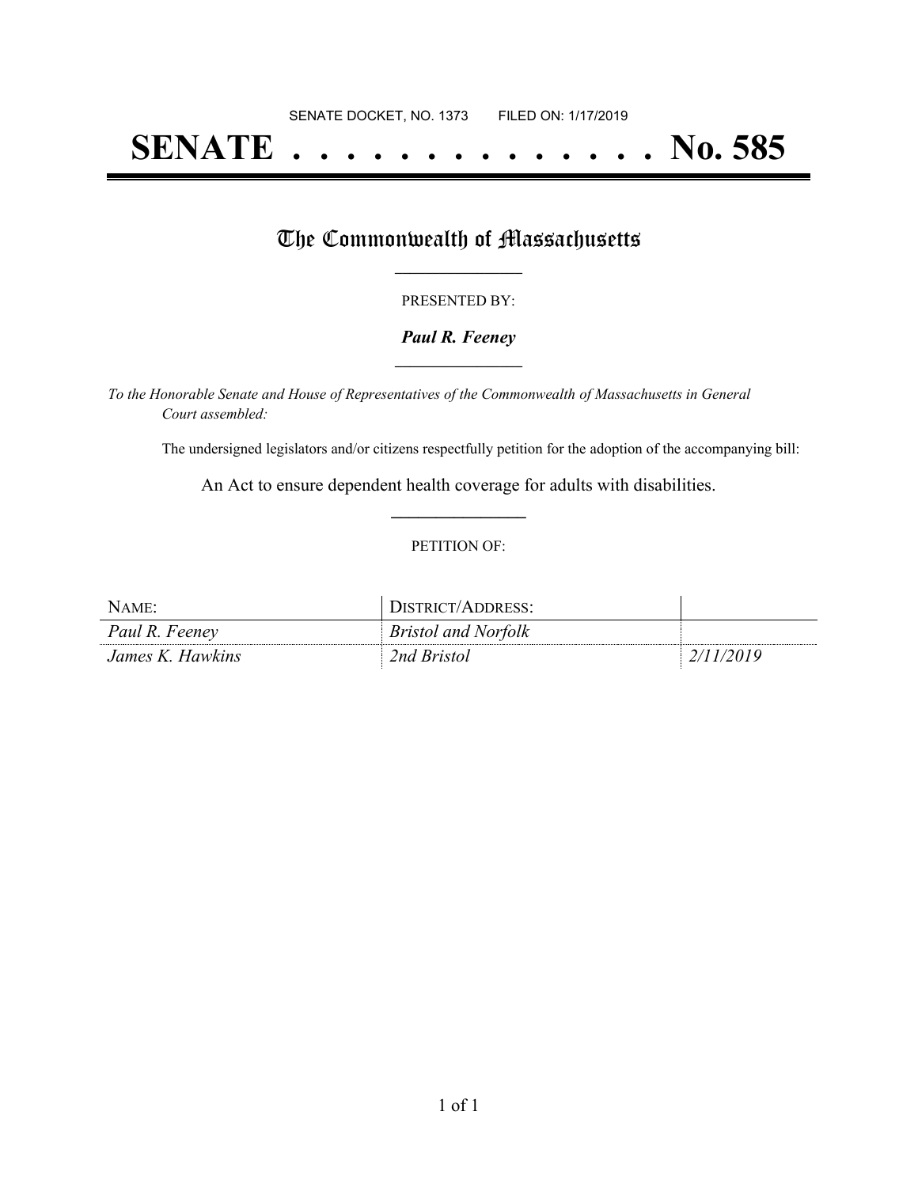SENATE DOCKET, NO. 1373 FILED ON: 1/17/2019

# SENATE . . . . . . . . . . . . . . No. 585

## The Commonwealth of Massachusetts

PRESENTED BY:

***Paul R. Feeney***

*To the Honorable Senate and House of Representatives of the Commonwealth of Massachusetts in General Court assembled:*

The undersigned legislators and/or citizens respectfully petition for the adoption of the accompanying bill:

An Act to ensure dependent health coverage for adults with disabilities.

PETITION OF:

| NAME: | DISTRICT/ADDRESS: | |
| --- | --- | --- |
| *Paul R. Feeney* | *Bristol and Norfolk* | |
| *James K. Hawkins* | *2nd Bristol* | *2/11/2019* |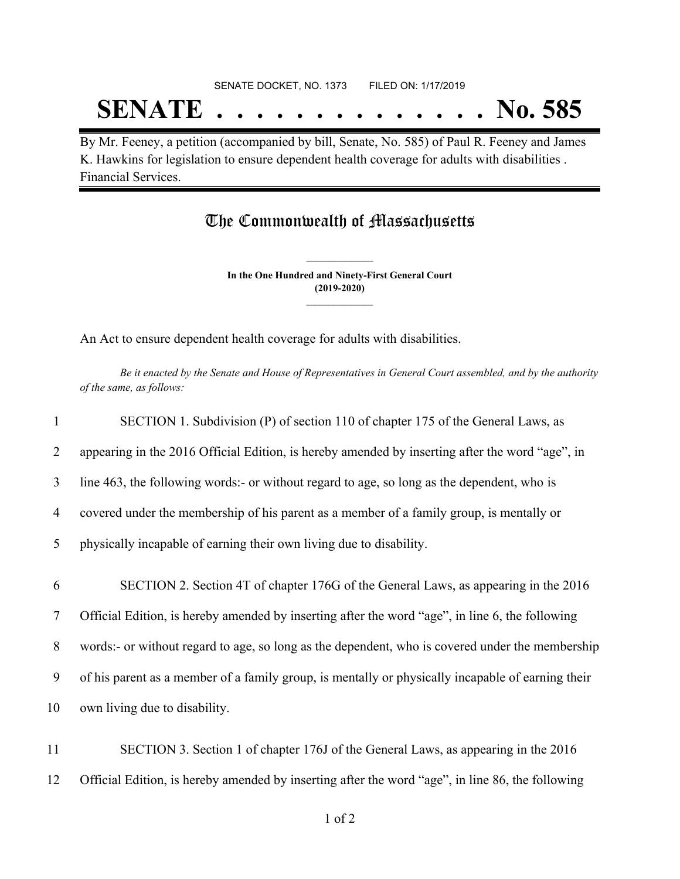SENATE DOCKET, NO. 1373 FILED ON: 1/17/2019

# SENATE . . . . . . . . . . . . . . No. 585

By Mr. Feeney, a petition (accompanied by bill, Senate, No. 585) of Paul R. Feeney and James K. Hawkins for legislation to ensure dependent health coverage for adults with disabilities . Financial Services.

## The Commonwealth of Massachusetts

**In the One Hundred and Ninety-First General Court**
**(2019-2020)**

An Act to ensure dependent health coverage for adults with disabilities.

*Be it enacted by the Senate and House of Representatives in General Court assembled, and by the authority of the same, as follows:*

1 SECTION 1. Subdivision (P) of section 110 of chapter 175 of the General Laws, as
2 appearing in the 2016 Official Edition, is hereby amended by inserting after the word "age", in
3 line 463, the following words:- or without regard to age, so long as the dependent, who is
4 covered under the membership of his parent as a member of a family group, is mentally or
5 physically incapable of earning their own living due to disability.

6 SECTION 2. Section 4T of chapter 176G of the General Laws, as appearing in the 2016
7 Official Edition, is hereby amended by inserting after the word "age", in line 6, the following
8 words:- or without regard to age, so long as the dependent, who is covered under the membership
9 of his parent as a member of a family group, is mentally or physically incapable of earning their
10 own living due to disability.

11 SECTION 3. Section 1 of chapter 176J of the General Laws, as appearing in the 2016
12 Official Edition, is hereby amended by inserting after the word "age", in line 86, the following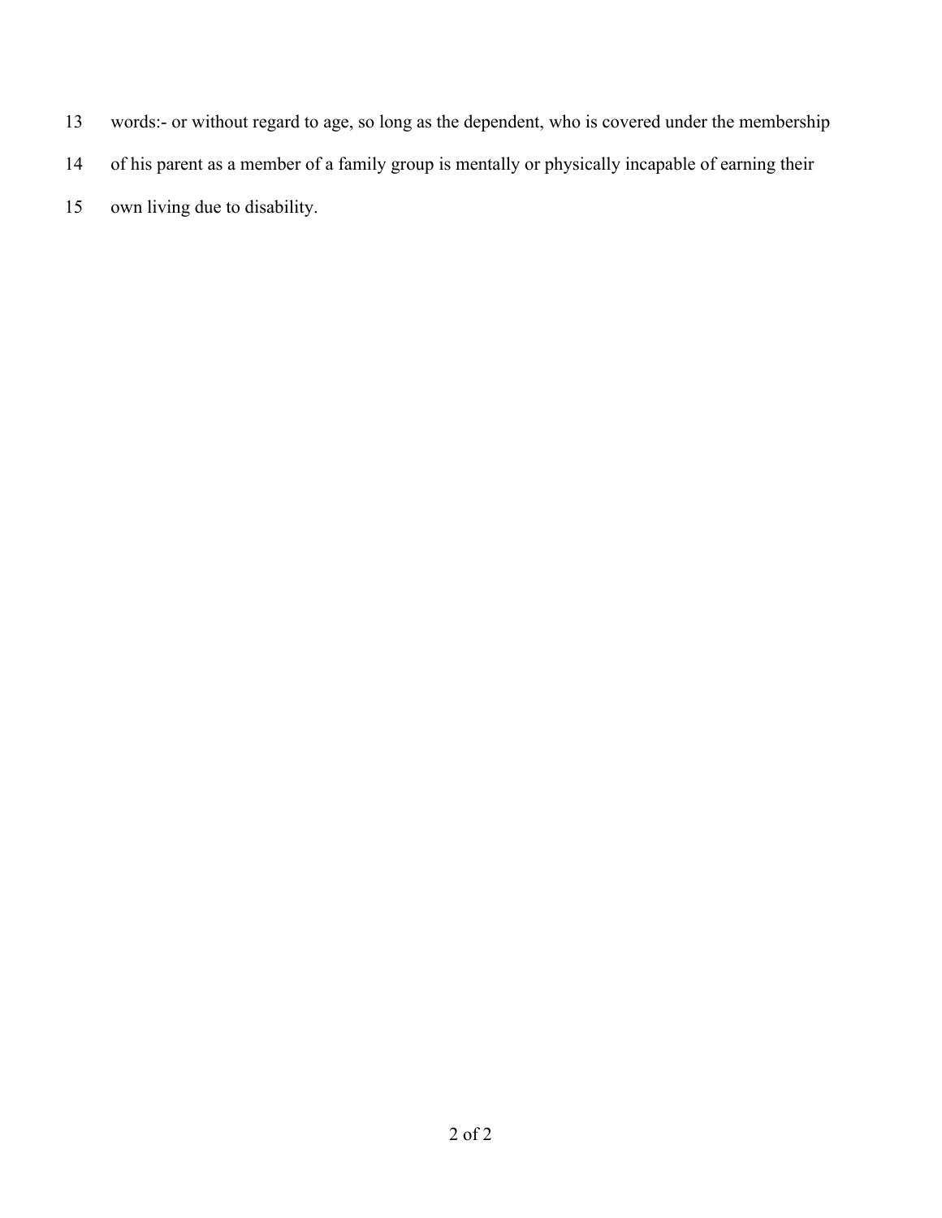words:- or without regard to age, so long as the dependent, who is covered under the membership of his parent as a member of a family group is mentally or physically incapable of earning their own living due to disability.